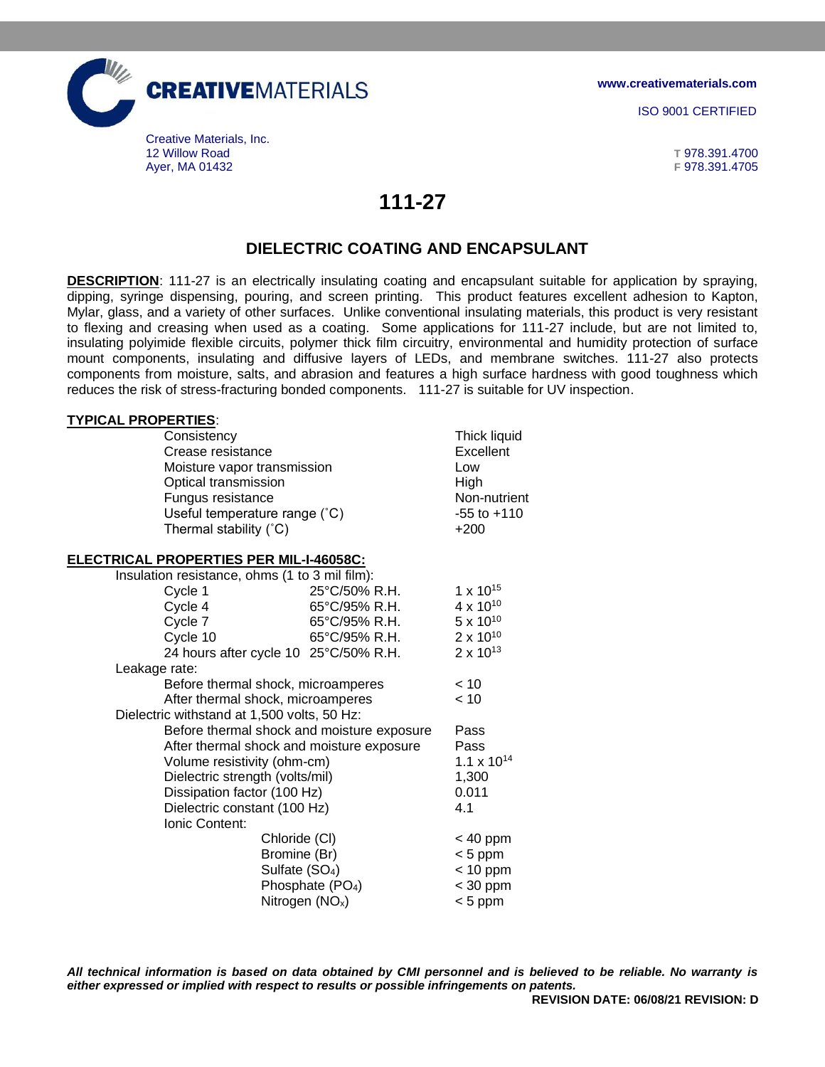CREATIVEMATERIALS

www.creativematerials.com

ISO 9001 CERTIFIED

Creative Materials, Inc.
12 Willow Road
Ayer, MA 01432

T 978.391.4700
F 978.391.4705

# 111-27

## DIELECTRIC COATING AND ENCAPSULANT

**DESCRIPTION**: 111-27 is an electrically insulating coating and encapsulant suitable for application by spraying, dipping, syringe dispensing, pouring, and screen printing. This product features excellent adhesion to Kapton, Mylar, glass, and a variety of other surfaces. Unlike conventional insulating materials, this product is very resistant to flexing and creasing when used as a coating. Some applications for 111-27 include, but are not limited to, insulating polyimide flexible circuits, polymer thick film circuitry, environmental and humidity protection of surface mount components, insulating and diffusive layers of LEDs, and membrane switches. 111-27 also protects components from moisture, salts, and abrasion and features a high surface hardness with good toughness which reduces the risk of stress-fracturing bonded components. 111-27 is suitable for UV inspection.

**TYPICAL PROPERTIES**:

| Property | Value |
|---|---|
| Consistency | Thick liquid |
| Crease resistance | Excellent |
| Moisture vapor transmission | Low |
| Optical transmission | High |
| Fungus resistance | Non-nutrient |
| Useful temperature range (˚C) | -55 to +110 |
| Thermal stability (˚C) | +200 |

**ELECTRICAL PROPERTIES PER MIL-I-46058C:**

| Property | Condition | Value |
|---|---|---|
| Insulation resistance, ohms (1 to 3 mil film): | | |
| Cycle 1 | 25°C/50% R.H. | $1 \times 10^{15}$ |
| Cycle 4 | 65°C/95% R.H. | $4 \times 10^{10}$ |
| Cycle 7 | 65°C/95% R.H. | $5 \times 10^{10}$ |
| Cycle 10 | 65°C/95% R.H. | $2 \times 10^{10}$ |
| 24 hours after cycle 10 | 25°C/50% R.H. | $2 \times 10^{13}$ |
| Leakage rate: | | |
| Before thermal shock, microamperes | | < 10 |
| After thermal shock, microamperes | | < 10 |
| Dielectric withstand at 1,500 volts, 50 Hz: | | |
| Before thermal shock and moisture exposure | | Pass |
| After thermal shock and moisture exposure | | Pass |
| Volume resistivity (ohm-cm) | | $1.1 \times 10^{14}$ |
| Dielectric strength (volts/mil) | | 1,300 |
| Dissipation factor (100 Hz) | | 0.011 |
| Dielectric constant (100 Hz) | | 4.1 |
| Ionic Content: | | |
| Chloride (Cl) | | < 40 ppm |
| Bromine (Br) | | < 5 ppm |
| Sulfate ($SO_4$) | | < 10 ppm |
| Phosphate ($PO_4$) | | < 30 ppm |
| Nitrogen ($NO_x$) | | < 5 ppm |

***All technical information is based on data obtained by CMI personnel and is believed to be reliable. No warranty is either expressed or implied with respect to results or possible infringements on patents.***

**REVISION DATE: 06/08/21 REVISION: D**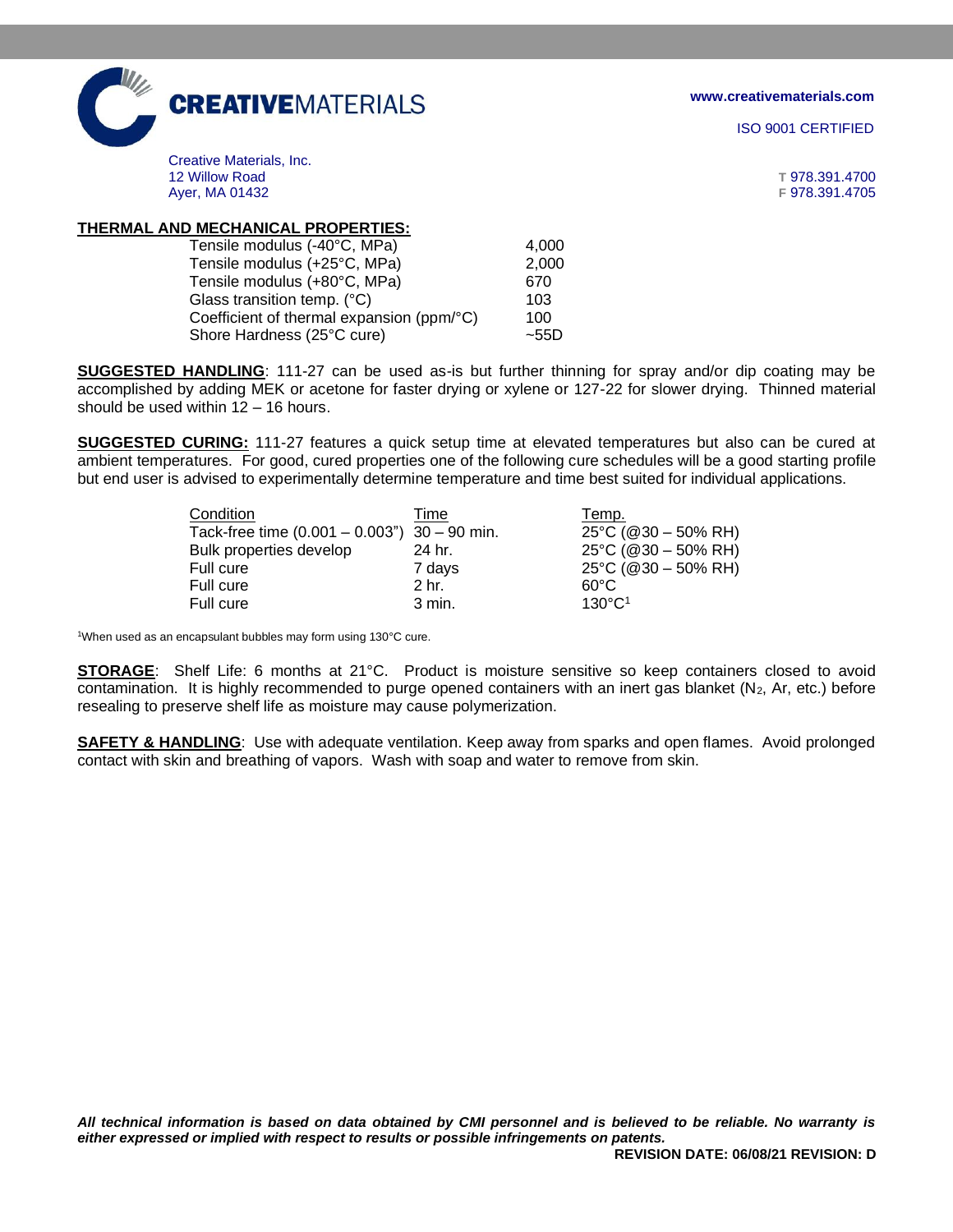**CREATIVE**MATERIALS

Creative Materials, Inc.
12 Willow Road
Ayer, MA 01432

www.creativematerials.com

ISO 9001 CERTIFIED

T 978.391.4700
F 978.391.4705

## THERMAL AND MECHANICAL PROPERTIES:

| | |
|---|---|
| Tensile modulus (-40°C, MPa) | 4,000 |
| Tensile modulus (+25°C, MPa) | 2,000 |
| Tensile modulus (+80°C, MPa) | 670 |
| Glass transition temp. (°C) | 103 |
| Coefficient of thermal expansion (ppm/°C) | 100 |
| Shore Hardness (25°C cure) | ~55D |

**SUGGESTED HANDLING**: 111-27 can be used as-is but further thinning for spray and/or dip coating may be accomplished by adding MEK or acetone for faster drying or xylene or 127-22 for slower drying. Thinned material should be used within 12 – 16 hours.

**SUGGESTED CURING:** 111-27 features a quick setup time at elevated temperatures but also can be cured at ambient temperatures. For good, cured properties one of the following cure schedules will be a good starting profile but end user is advised to experimentally determine temperature and time best suited for individual applications.

| Condition | Time | Temp. |
|---|---|---|
| Tack-free time (0.001 – 0.003") | 30 – 90 min. | 25°C (@30 – 50% RH) |
| Bulk properties develop | 24 hr. | 25°C (@30 – 50% RH) |
| Full cure | 7 days | 25°C (@30 – 50% RH) |
| Full cure | 2 hr. | 60°C |
| Full cure | 3 min. | 130°C[1] |

[1]When used as an encapsulant bubbles may form using 130°C cure.

**STORAGE**: Shelf Life: 6 months at 21°C. Product is moisture sensitive so keep containers closed to avoid contamination. It is highly recommended to purge opened containers with an inert gas blanket ($N_2$, Ar, etc.) before resealing to preserve shelf life as moisture may cause polymerization.

**SAFETY & HANDLING**: Use with adequate ventilation. Keep away from sparks and open flames. Avoid prolonged contact with skin and breathing of vapors. Wash with soap and water to remove from skin.

***All technical information is based on data obtained by CMI personnel and is believed to be reliable. No warranty is either expressed or implied with respect to results or possible infringements on patents.***

**REVISION DATE: 06/08/21 REVISION: D**